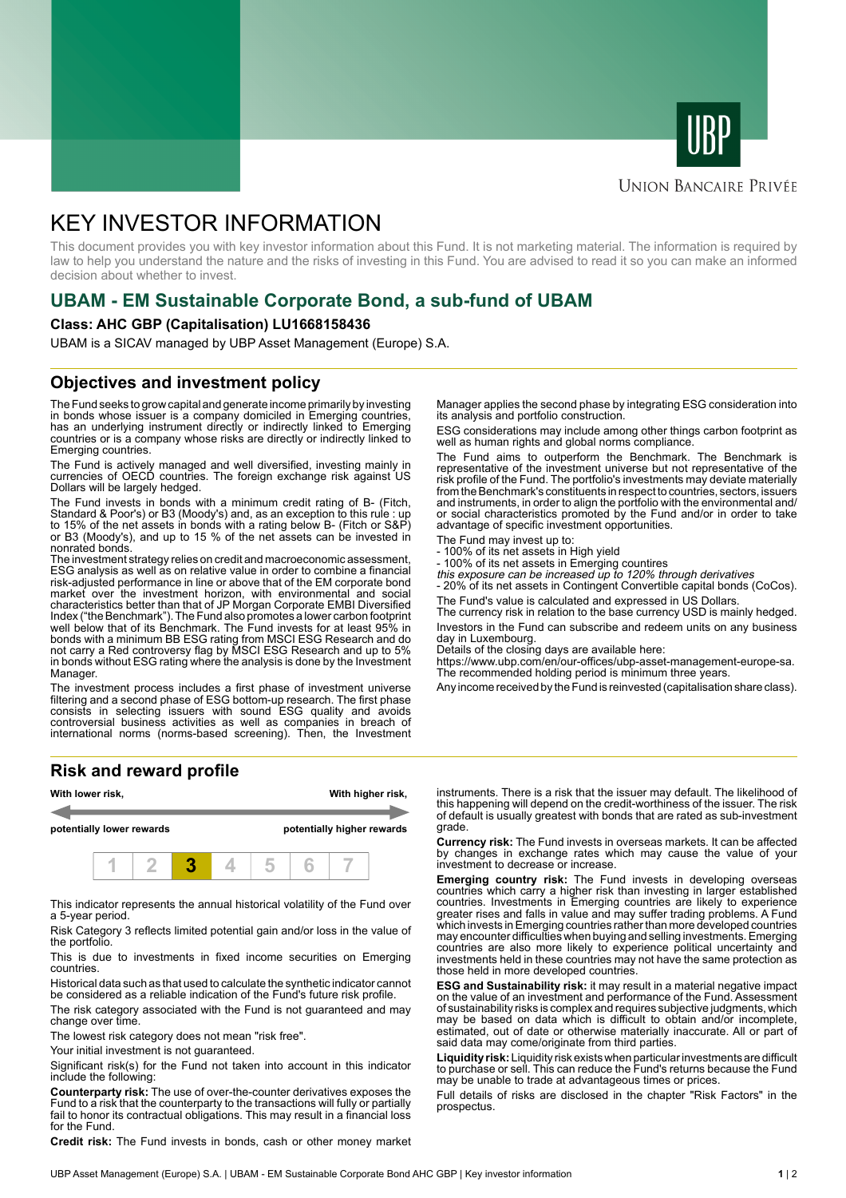UNION BANCAIRE PRIVÉE

# KEY INVESTOR INFORMATION

This document provides you with key investor information about this Fund. It is not marketing material. The information is required by law to help you understand the nature and the risks of investing in this Fund. You are advised to read it so you can make an informed decision about whether to invest.

## UBAM - EM Sustainable Corporate Bond, a sub-fund of UBAM

### Class: AHC GBP (Capitalisation) LU1668158436

UBAM is a SICAV managed by UBP Asset Management (Europe) S.A.

## Objectives and investment policy

The Fund seeks to grow capital and generate income primarily by investing in bonds whose issuer is a company domiciled in Emerging countries, has an underlying instrument directly or indirectly linked to Emerging countries or is a company whose risks are directly or indirectly linked to Emerging countries.

The Fund is actively managed and well diversified, investing mainly in currencies of OECD countries. The foreign exchange risk against US Dollars will be largely hedged.

The Fund invests in bonds with a minimum credit rating of B- (Fitch, Standard & Poor's) or B3 (Moody's) and, as an exception to this rule : up to 15% of the net assets in bonds with a rating below B- (Fitch or S&P) or B3 (Moody's), and up to 15 % of the net assets can be invested in nonrated bonds.

The investment strategy relies on credit and macroeconomic assessment, ESG analysis as well as on relative value in order to combine a financial risk-adjusted performance in line or above that of the EM corporate bond market over the investment horizon, with environmental and social characteristics better than that of JP Morgan Corporate EMBI Diversified Index ("the Benchmark"). The Fund also promotes a lower carbon footprint well below that of its Benchmark. The Fund invests for at least 95% in bonds with a minimum BB ESG rating from MSCI ESG Research and do not carry a Red controversy flag by MSCI ESG Research and up to 5% in bonds without ESG rating where the analysis is done by the Investment Manager.

The investment process includes a first phase of investment universe filtering and a second phase of ESG bottom-up research. The first phase consists in selecting issuers with sound ESG quality and avoids controversial business activities as well as companies in breach of international norms (norms-based screening). Then, the Investment Manager applies the second phase by integrating ESG consideration into its analysis and portfolio construction.

ESG considerations may include among other things carbon footprint as well as human rights and global norms compliance.

The Fund aims to outperform the Benchmark. The Benchmark is representative of the investment universe but not representative of the risk profile of the Fund. The portfolio's investments may deviate materially from the Benchmark's constituents in respect to countries, sectors, issuers and instruments, in order to align the portfolio with the environmental and/ or social characteristics promoted by the Fund and/or in order to take advantage of specific investment opportunities.

The Fund may invest up to:
- 100% of its net assets in High yield
- 100% of its net assets in Emerging countries
*this exposure can be increased up to 120% through derivatives*
- 20% of its net assets in Contingent Convertible capital bonds (CoCos).

The Fund's value is calculated and expressed in US Dollars.
The currency risk in relation to the base currency USD is mainly hedged.

Investors in the Fund can subscribe and redeem units on any business day in Luxembourg.
Details of the closing days are available here:
https://www.ubp.com/en/our-offices/ubp-asset-management-europe-sa.
The recommended holding period is minimum three years.

Any income received by the Fund is reinvested (capitalisation share class).

## Risk and reward profile

**With lower risk,** **With higher risk,**

**potentially lower rewards** **potentially higher rewards**

| 1 | 2 | 3 | 4 | 5 | 6 | 7 |
|---|---|---|---|---|---|---|

(Risk category highlighted: **3**)

This indicator represents the annual historical volatility of the Fund over a 5-year period.

Risk Category 3 reflects limited potential gain and/or loss in the value of the portfolio.

This is due to investments in fixed income securities on Emerging countries.

Historical data such as that used to calculate the synthetic indicator cannot be considered as a reliable indication of the Fund's future risk profile.

The risk category associated with the Fund is not guaranteed and may change over time.

The lowest risk category does not mean "risk free".

Your initial investment is not guaranteed.

Significant risk(s) for the Fund not taken into account in this indicator include the following:

**Counterparty risk:** The use of over-the-counter derivatives exposes the Fund to a risk that the counterparty to the transactions will fully or partially fail to honor its contractual obligations. This may result in a financial loss for the Fund.

**Credit risk:** The Fund invests in bonds, cash or other money market instruments. There is a risk that the issuer may default. The likelihood of this happening will depend on the credit-worthiness of the issuer. The risk of default is usually greatest with bonds that are rated as sub-investment grade.

**Currency risk:** The Fund invests in overseas markets. It can be affected by changes in exchange rates which may cause the value of your investment to decrease or increase.

**Emerging country risk:** The Fund invests in developing overseas countries which carry a higher risk than investing in larger established countries. Investments in Emerging countries are likely to experience greater rises and falls in value and may suffer trading problems. A Fund which invests in Emerging countries rather than more developed countries may encounter difficulties when buying and selling investments. Emerging countries are also more likely to experience political uncertainty and investments held in these countries may not have the same protection as those held in more developed countries.

**ESG and Sustainability risk:** it may result in a material negative impact on the value of an investment and performance of the Fund. Assessment of sustainability risks is complex and requires subjective judgments, which may be based on data which is difficult to obtain and/or incomplete, estimated, out of date or otherwise materially inaccurate. All or part of said data may come/originate from third parties.

**Liquidity risk:** Liquidity risk exists when particular investments are difficult to purchase or sell. This can reduce the Fund's returns because the Fund may be unable to trade at advantageous times or prices.

Full details of risks are disclosed in the chapter "Risk Factors" in the prospectus.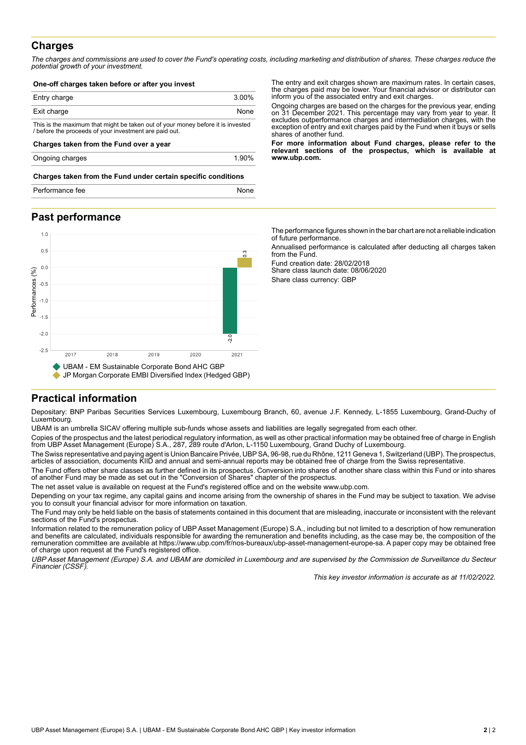## Charges

*The charges and commissions are used to cover the Fund's operating costs, including marketing and distribution of shares. These charges reduce the potential growth of your investment.*

| One-off charges taken before or after you invest | |
|---|---|
| Entry charge | 3.00% |
| Exit charge | None |

This is the maximum that might be taken out of your money before it is invested / before the proceeds of your investment are paid out.

| Charges taken from the Fund over a year | |
|---|---|
| Ongoing charges | 1.90% |

| Charges taken from the Fund under certain specific conditions | |
|---|---|
| Performance fee | None |

The entry and exit charges shown are maximum rates. In certain cases, the charges paid may be lower. Your financial advisor or distributor can inform you of the associated entry and exit charges.

Ongoing charges are based on the charges for the previous year, ending on 31 December 2021. This percentage may vary from year to year. It excludes outperformance charges and intermediation charges, with the exception of entry and exit charges paid by the Fund when it buys or sells shares of another fund.

**For more information about Fund charges, please refer to the relevant sections of the prospectus, which is available at www.ubp.com.**

## Past performance

Performances (%)

1.0
0.5
0.0
-0.5
-1.0
-1.5
-2.0
-2.5

2017
2018
2019
2020
2021

-2.0
0.3

UBAM - EM Sustainable Corporate Bond AHC GBP
JP Morgan Corporate EMBI Diversified Index (Hedged GBP)

The performance figures shown in the bar chart are not a reliable indication of future performance.

Annualised performance is calculated after deducting all charges taken from the Fund.

Fund creation date: 28/02/2018
Share class launch date: 08/06/2020
Share class currency: GBP

## Practical information

Depositary: BNP Paribas Securities Services Luxembourg, Luxembourg Branch, 60, avenue J.F. Kennedy, L-1855 Luxembourg, Grand-Duchy of Luxembourg.

UBAM is an umbrella SICAV offering multiple sub-funds whose assets and liabilities are legally segregated from each other.

Copies of the prospectus and the latest periodical regulatory information, as well as other practical information may be obtained free of charge in English from UBP Asset Management (Europe) S.A., 287, 289 route d'Arlon, L-1150 Luxembourg, Grand Duchy of Luxembourg.

The Swiss representative and paying agent is Union Bancaire Privée, UBP SA, 96-98, rue du Rhône, 1211 Geneva 1, Switzerland (UBP). The prospectus, articles of association, documents KIID and annual and semi-annual reports may be obtained free of charge from the Swiss representative.

The Fund offers other share classes as further defined in its prospectus. Conversion into shares of another share class within this Fund or into shares of another Fund may be made as set out in the "Conversion of Shares" chapter of the prospectus.

The net asset value is available on request at the Fund's registered office and on the website www.ubp.com.

Depending on your tax regime, any capital gains and income arising from the ownership of shares in the Fund may be subject to taxation. We advise you to consult your financial advisor for more information on taxation.

The Fund may only be held liable on the basis of statements contained in this document that are misleading, inaccurate or inconsistent with the relevant sections of the Fund's prospectus.

Information related to the remuneration policy of UBP Asset Management (Europe) S.A., including but not limited to a description of how remuneration and benefits are calculated, individuals responsible for awarding the remuneration and benefits including, as the case may be, the composition of the remuneration committee are available at https://www.ubp.com/fr/nos-bureaux/ubp-asset-management-europe-sa. A paper copy may be obtained free of charge upon request at the Fund's registered office.

*UBP Asset Management (Europe) S.A. and UBAM are domiciled in Luxembourg and are supervised by the Commission de Surveillance du Secteur Financier (CSSF).*

*This key investor information is accurate as at 11/02/2022.*